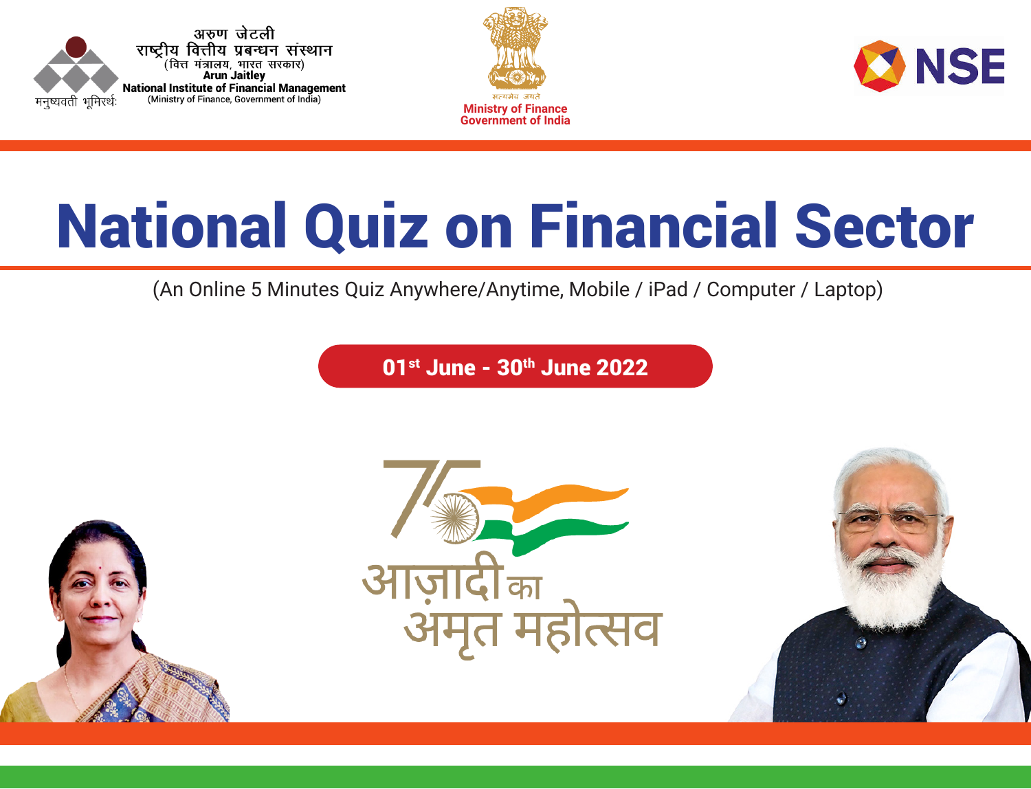अरुण जेटली
राष्ट्रीय वित्तीय प्रबन्धन संस्थान
(वित्त मंत्रालय, भारत सरकार)
Arun Jaitley
National Institute of Financial Management
(Ministry of Finance, Government of India)

मनुष्यवती भूमिरर्थः

सत्यमेव जयते
Ministry of Finance
Government of India

NSE

# National Quiz on Financial Sector

(An Online 5 Minutes Quiz Anywhere/Anytime, Mobile / iPad / Computer / Laptop)

**01st June - 30th June 2022**

आज़ादी का
अमृत महोत्सव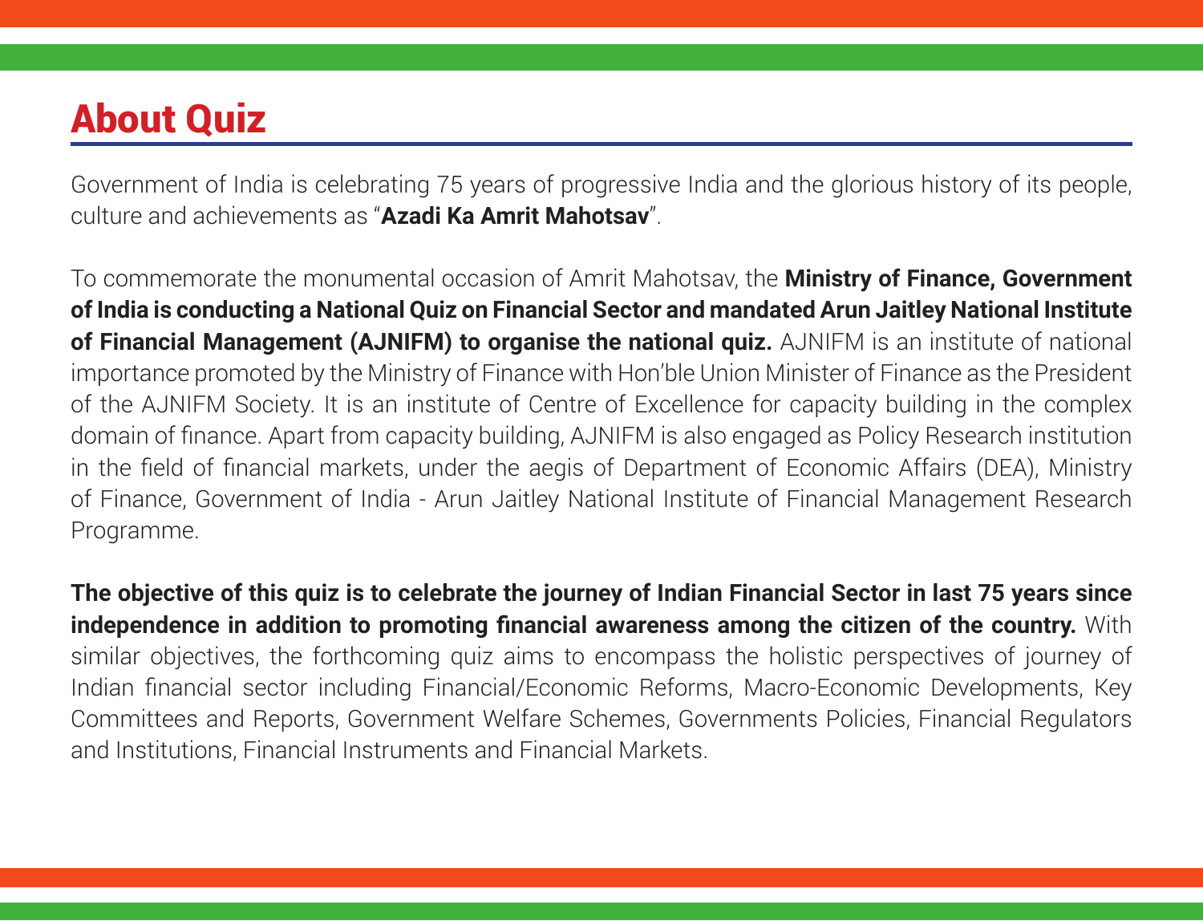## About Quiz

Government of India is celebrating 75 years of progressive India and the glorious history of its people, culture and achievements as "**Azadi Ka Amrit Mahotsav**".

To commemorate the monumental occasion of Amrit Mahotsav, the **Ministry of Finance, Government of India is conducting a National Quiz on Financial Sector and mandated Arun Jaitley National Institute of Financial Management (AJNIFM) to organise the national quiz.** AJNIFM is an institute of national importance promoted by the Ministry of Finance with Hon'ble Union Minister of Finance as the President of the AJNIFM Society. It is an institute of Centre of Excellence for capacity building in the complex domain of finance. Apart from capacity building, AJNIFM is also engaged as Policy Research institution in the field of financial markets, under the aegis of Department of Economic Affairs (DEA), Ministry of Finance, Government of India - Arun Jaitley National Institute of Financial Management Research Programme.

**The objective of this quiz is to celebrate the journey of Indian Financial Sector in last 75 years since independence in addition to promoting financial awareness among the citizen of the country.** With similar objectives, the forthcoming quiz aims to encompass the holistic perspectives of journey of Indian financial sector including Financial/Economic Reforms, Macro-Economic Developments, Key Committees and Reports, Government Welfare Schemes, Governments Policies, Financial Regulators and Institutions, Financial Instruments and Financial Markets.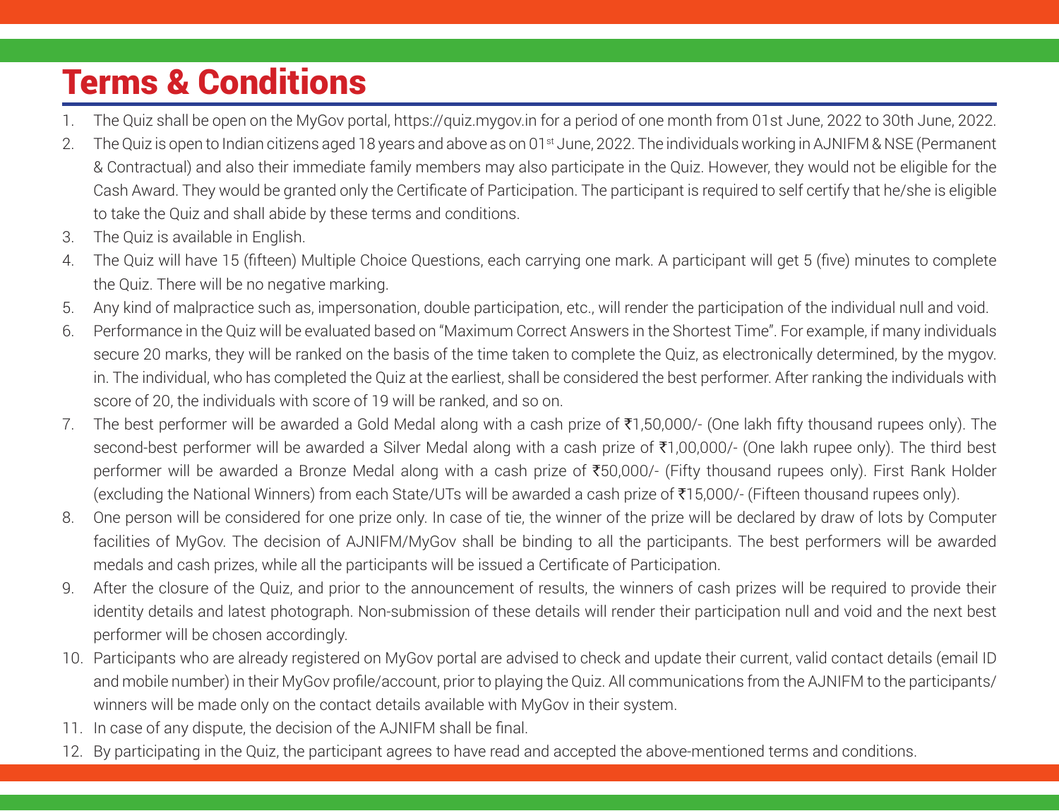# Terms & Conditions

1. The Quiz shall be open on the MyGov portal, https://quiz.mygov.in for a period of one month from 01st June, 2022 to 30th June, 2022.
2. The Quiz is open to Indian citizens aged 18 years and above as on 01st June, 2022. The individuals working in AJNIFM & NSE (Permanent & Contractual) and also their immediate family members may also participate in the Quiz. However, they would not be eligible for the Cash Award. They would be granted only the Certificate of Participation. The participant is required to self certify that he/she is eligible to take the Quiz and shall abide by these terms and conditions.
3. The Quiz is available in English.
4. The Quiz will have 15 (fifteen) Multiple Choice Questions, each carrying one mark. A participant will get 5 (five) minutes to complete the Quiz. There will be no negative marking.
5. Any kind of malpractice such as, impersonation, double participation, etc., will render the participation of the individual null and void.
6. Performance in the Quiz will be evaluated based on "Maximum Correct Answers in the Shortest Time". For example, if many individuals secure 20 marks, they will be ranked on the basis of the time taken to complete the Quiz, as electronically determined, by the mygov.in. The individual, who has completed the Quiz at the earliest, shall be considered the best performer. After ranking the individuals with score of 20, the individuals with score of 19 will be ranked, and so on.
7. The best performer will be awarded a Gold Medal along with a cash prize of ₹1,50,000/- (One lakh fifty thousand rupees only). The second-best performer will be awarded a Silver Medal along with a cash prize of ₹1,00,000/- (One lakh rupee only). The third best performer will be awarded a Bronze Medal along with a cash prize of ₹50,000/- (Fifty thousand rupees only). First Rank Holder (excluding the National Winners) from each State/UTs will be awarded a cash prize of ₹15,000/- (Fifteen thousand rupees only).
8. One person will be considered for one prize only. In case of tie, the winner of the prize will be declared by draw of lots by Computer facilities of MyGov. The decision of AJNIFM/MyGov shall be binding to all the participants. The best performers will be awarded medals and cash prizes, while all the participants will be issued a Certificate of Participation.
9. After the closure of the Quiz, and prior to the announcement of results, the winners of cash prizes will be required to provide their identity details and latest photograph. Non-submission of these details will render their participation null and void and the next best performer will be chosen accordingly.
10. Participants who are already registered on MyGov portal are advised to check and update their current, valid contact details (email ID and mobile number) in their MyGov profile/account, prior to playing the Quiz. All communications from the AJNIFM to the participants/ winners will be made only on the contact details available with MyGov in their system.
11. In case of any dispute, the decision of the AJNIFM shall be final.
12. By participating in the Quiz, the participant agrees to have read and accepted the above-mentioned terms and conditions.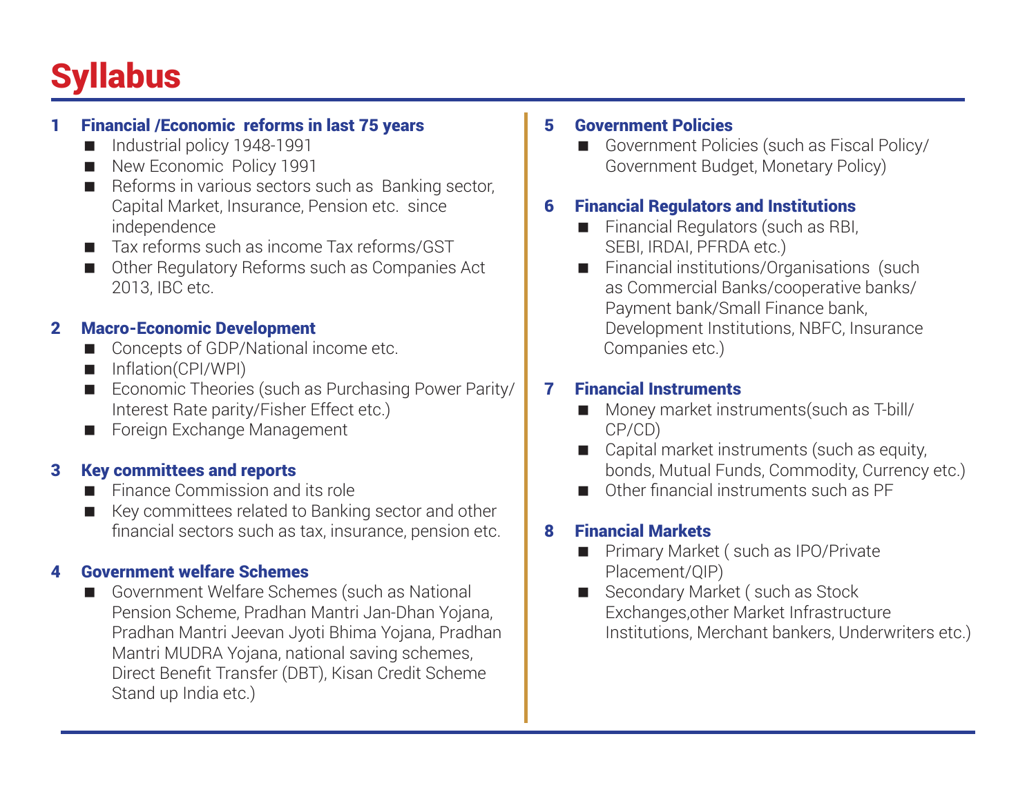# Syllabus

### 1 Financial /Economic reforms in last 75 years

- Industrial policy 1948-1991
- New Economic Policy 1991
- Reforms in various sectors such as Banking sector, Capital Market, Insurance, Pension etc. since independence
- Tax reforms such as income Tax reforms/GST
- Other Regulatory Reforms such as Companies Act 2013, IBC etc.

### 2 Macro-Economic Development

- Concepts of GDP/National income etc.
- Inflation(CPI/WPI)
- Economic Theories (such as Purchasing Power Parity/ Interest Rate parity/Fisher Effect etc.)
- Foreign Exchange Management

### 3 Key committees and reports

- Finance Commission and its role
- Key committees related to Banking sector and other financial sectors such as tax, insurance, pension etc.

### 4 Government welfare Schemes

- Government Welfare Schemes (such as National Pension Scheme, Pradhan Mantri Jan-Dhan Yojana, Pradhan Mantri Jeevan Jyoti Bhima Yojana, Pradhan Mantri MUDRA Yojana, national saving schemes, Direct Benefit Transfer (DBT), Kisan Credit Scheme Stand up India etc.)

### 5 Government Policies

- Government Policies (such as Fiscal Policy/ Government Budget, Monetary Policy)

### 6 Financial Regulators and Institutions

- Financial Regulators (such as RBI, SEBI, IRDAI, PFRDA etc.)
- Financial institutions/Organisations (such as Commercial Banks/cooperative banks/ Payment bank/Small Finance bank, Development Institutions, NBFC, Insurance Companies etc.)

### 7 Financial Instruments

- Money market instruments(such as T-bill/ CP/CD)
- Capital market instruments (such as equity, bonds, Mutual Funds, Commodity, Currency etc.)
- Other financial instruments such as PF

### 8 Financial Markets

- Primary Market ( such as IPO/Private Placement/QIP)
- Secondary Market ( such as Stock Exchanges,other Market Infrastructure Institutions, Merchant bankers, Underwriters etc.)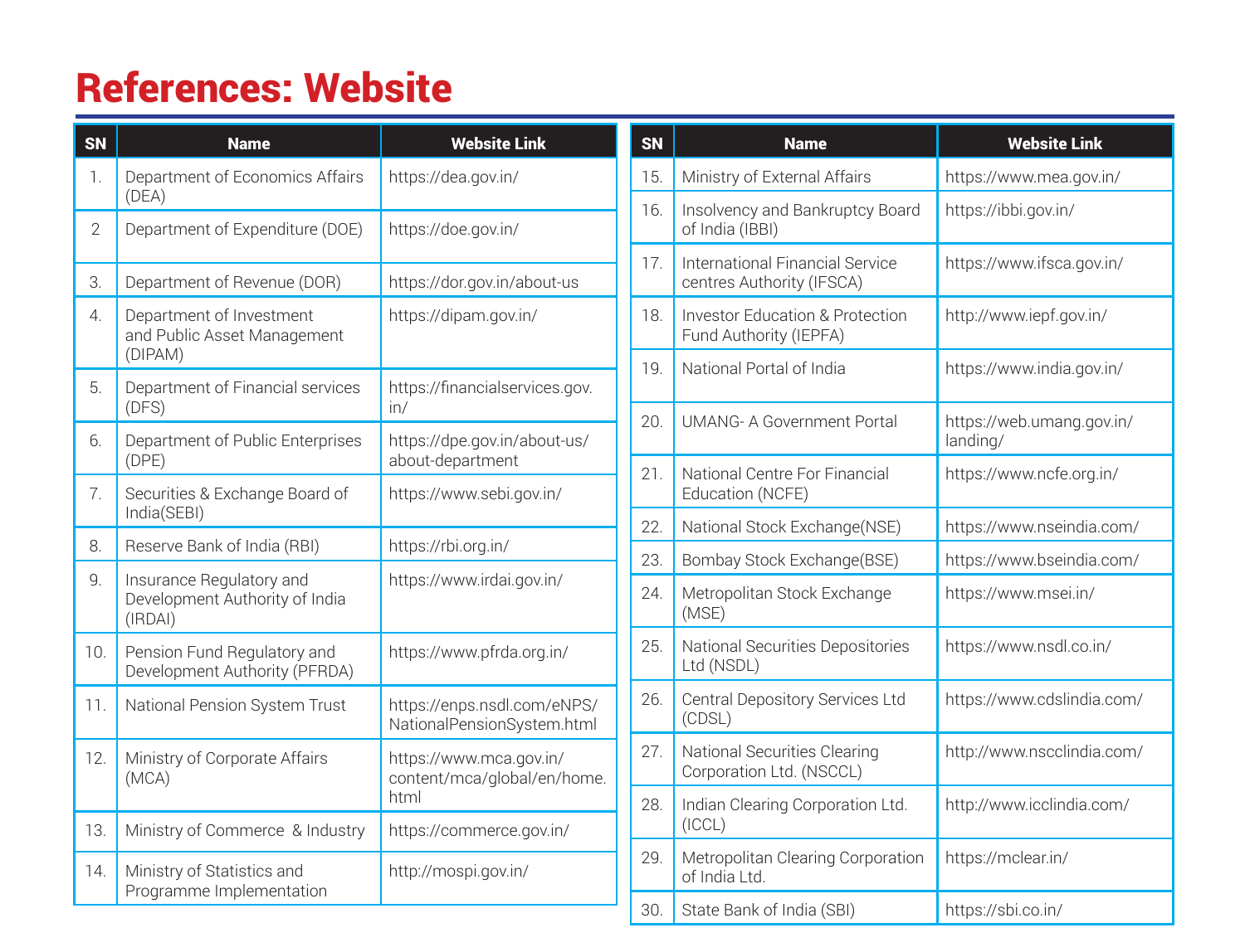# References: Website

| SN | Name | Website Link |
|---|---|---|
| 1. | Department of Economics Affairs (DEA) | https://dea.gov.in/ |
| 2 | Department of Expenditure (DOE) | https://doe.gov.in/ |
| 3. | Department of Revenue (DOR) | https://dor.gov.in/about-us |
| 4. | Department of Investment and Public Asset Management (DIPAM) | https://dipam.gov.in/ |
| 5. | Department of Financial services (DFS) | https://financialservices.gov.in/ |
| 6. | Department of Public Enterprises (DPE) | https://dpe.gov.in/about-us/about-department |
| 7. | Securities & Exchange Board of India(SEBI) | https://www.sebi.gov.in/ |
| 8. | Reserve Bank of India (RBI) | https://rbi.org.in/ |
| 9. | Insurance Regulatory and Development Authority of India (IRDAI) | https://www.irdai.gov.in/ |
| 10. | Pension Fund Regulatory and Development Authority (PFRDA) | https://www.pfrda.org.in/ |
| 11. | National Pension System Trust | https://enps.nsdl.com/eNPS/NationalPensionSystem.html |
| 12. | Ministry of Corporate Affairs (MCA) | https://www.mca.gov.in/content/mca/global/en/home.html |
| 13. | Ministry of Commerce & Industry | https://commerce.gov.in/ |
| 14. | Ministry of Statistics and Programme Implementation | http://mospi.gov.in/ |
| 15. | Ministry of External Affairs | https://www.mea.gov.in/ |
| 16. | Insolvency and Bankruptcy Board of India (IBBI) | https://ibbi.gov.in/ |
| 17. | International Financial Service centres Authority (IFSCA) | https://www.ifsca.gov.in/ |
| 18. | Investor Education & Protection Fund Authority (IEPFA) | http://www.iepf.gov.in/ |
| 19. | National Portal of India | https://www.india.gov.in/ |
| 20. | UMANG- A Government Portal | https://web.umang.gov.in/landing/ |
| 21. | National Centre For Financial Education (NCFE) | https://www.ncfe.org.in/ |
| 22. | National Stock Exchange(NSE) | https://www.nseindia.com/ |
| 23. | Bombay Stock Exchange(BSE) | https://www.bseindia.com/ |
| 24. | Metropolitan Stock Exchange (MSE) | https://www.msei.in/ |
| 25. | National Securities Depositories Ltd (NSDL) | https://www.nsdl.co.in/ |
| 26. | Central Depository Services Ltd (CDSL) | https://www.cdslindia.com/ |
| 27. | National Securities Clearing Corporation Ltd. (NSCCL) | http://www.nscclindia.com/ |
| 28. | Indian Clearing Corporation Ltd. (ICCL) | http://www.icclindia.com/ |
| 29. | Metropolitan Clearing Corporation of India Ltd. | https://mclear.in/ |
| 30. | State Bank of India (SBI) | https://sbi.co.in/ |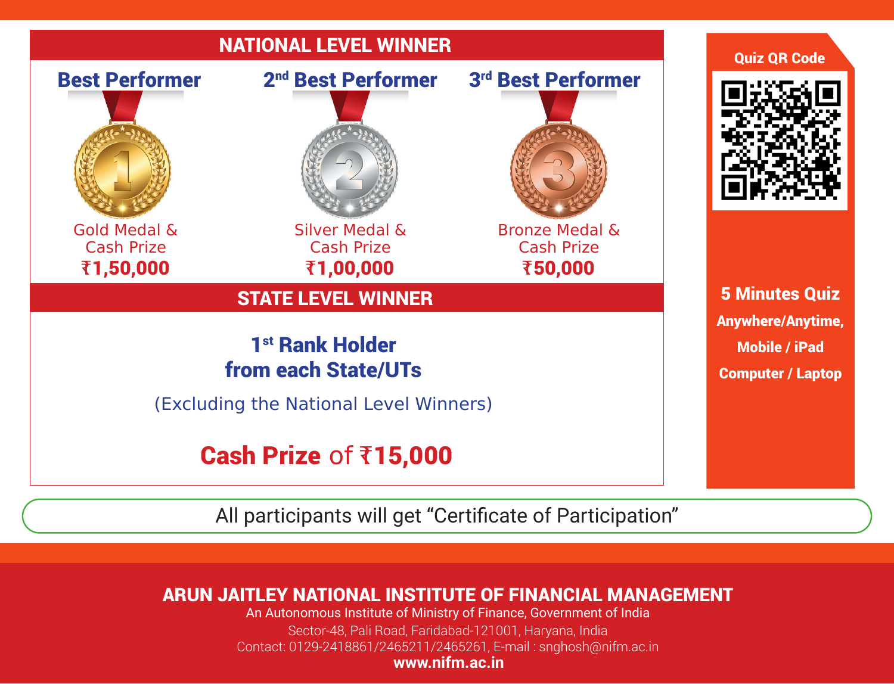## NATIONAL LEVEL WINNER

### Best Performer

Gold Medal & Cash Prize
**₹1,50,000**

### 2nd Best Performer

Silver Medal & Cash Prize
**₹1,00,000**

### 3rd Best Performer

Bronze Medal & Cash Prize
**₹50,000**

## STATE LEVEL WINNER

### 1st Rank Holder from each State/UTs

(Excluding the National Level Winners)

**Cash Prize** of **₹15,000**

**Quiz QR Code**

**5 Minutes Quiz**
**Anywhere/Anytime,**
**Mobile / iPad**
**Computer / Laptop**

All participants will get "Certificate of Participation"

**ARUN JAITLEY NATIONAL INSTITUTE OF FINANCIAL MANAGEMENT**
An Autonomous Institute of Ministry of Finance, Government of India
Sector-48, Pali Road, Faridabad-121001, Haryana, India
Contact: 0129-2418861/2465211/2465261, E-mail : snghosh@nifm.ac.in
**www.nifm.ac.in**